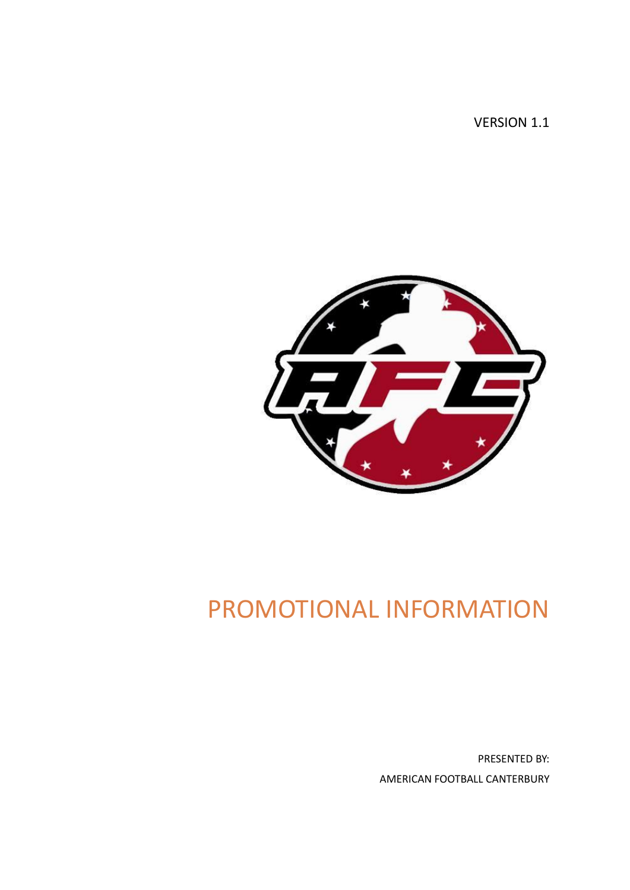VERSION 1.1

# PROMOTIONAL INFORMATION

PRESENTED BY:

AMERICAN FOOTBALL CANTERBURY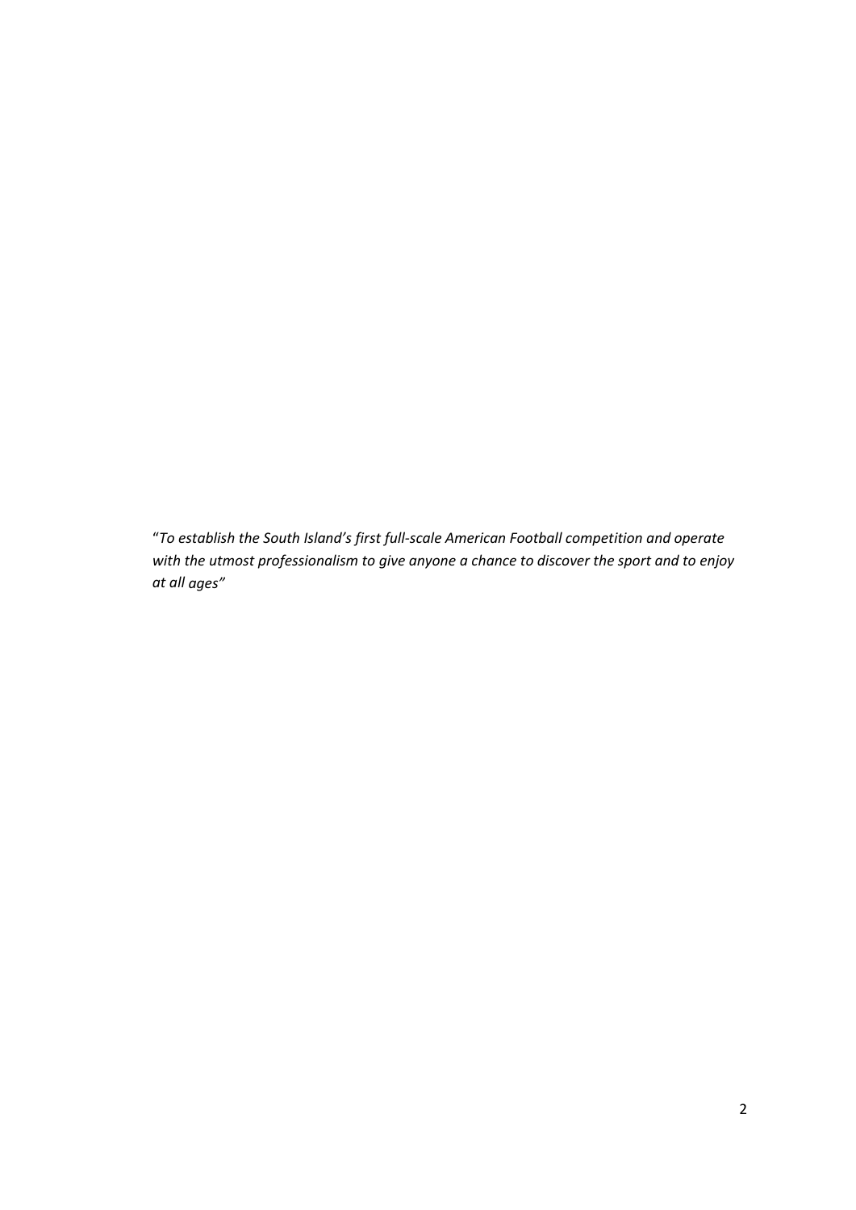"*To establish the South Island's first full-scale American Football competition and operate with the utmost professionalism to give anyone a chance to discover the sport and to enjoy at all ages"*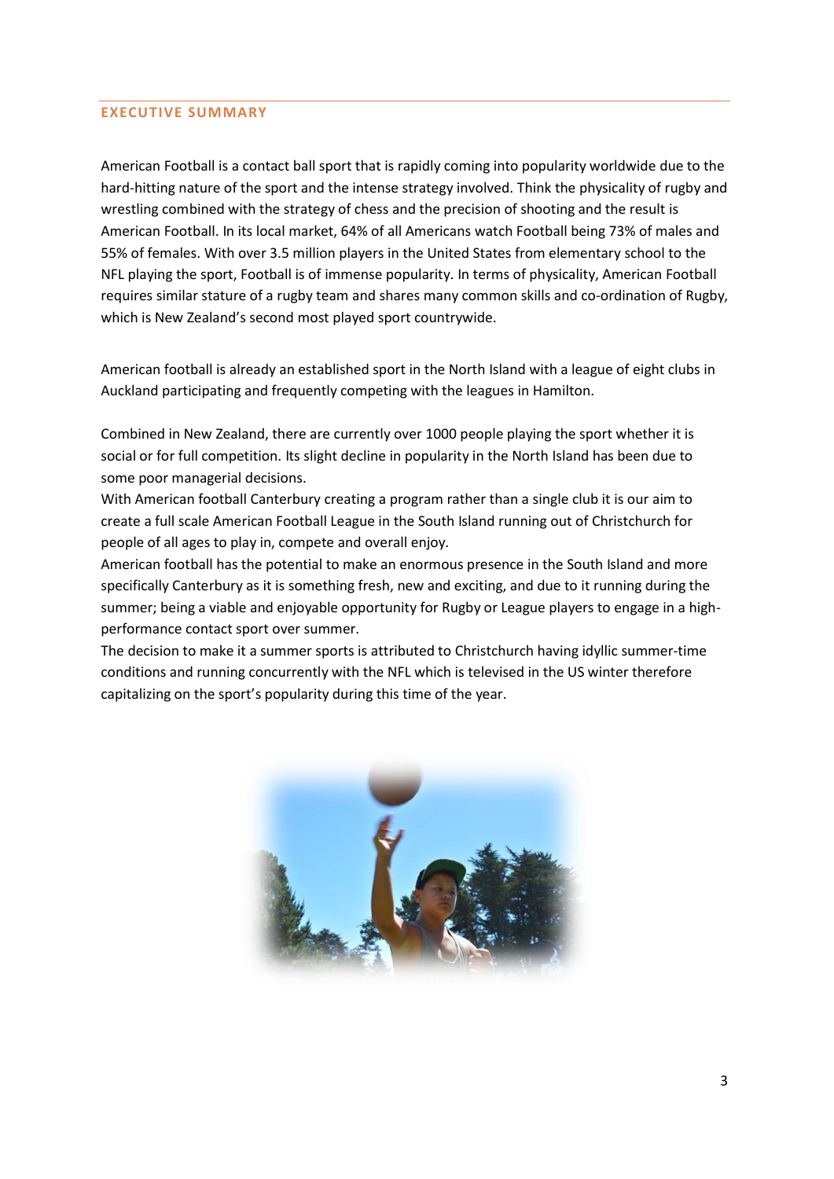## EXECUTIVE SUMMARY

American Football is a contact ball sport that is rapidly coming into popularity worldwide due to the hard-hitting nature of the sport and the intense strategy involved. Think the physicality of rugby and wrestling combined with the strategy of chess and the precision of shooting and the result is American Football. In its local market, 64% of all Americans watch Football being 73% of males and 55% of females. With over 3.5 million players in the United States from elementary school to the NFL playing the sport, Football is of immense popularity. In terms of physicality, American Football requires similar stature of a rugby team and shares many common skills and co-ordination of Rugby, which is New Zealand's second most played sport countrywide.

American football is already an established sport in the North Island with a league of eight clubs in Auckland participating and frequently competing with the leagues in Hamilton.

Combined in New Zealand, there are currently over 1000 people playing the sport whether it is social or for full competition. Its slight decline in popularity in the North Island has been due to some poor managerial decisions.

With American football Canterbury creating a program rather than a single club it is our aim to create a full scale American Football League in the South Island running out of Christchurch for people of all ages to play in, compete and overall enjoy.

American football has the potential to make an enormous presence in the South Island and more specifically Canterbury as it is something fresh, new and exciting, and due to it running during the summer; being a viable and enjoyable opportunity for Rugby or League players to engage in a high-performance contact sport over summer.

The decision to make it a summer sports is attributed to Christchurch having idyllic summer-time conditions and running concurrently with the NFL which is televised in the US winter therefore capitalizing on the sport's popularity during this time of the year.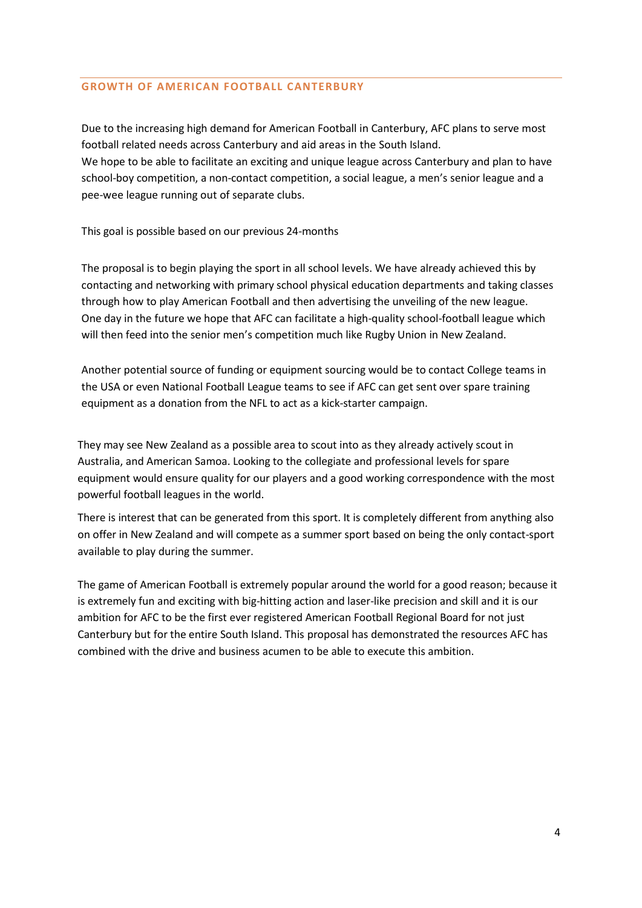## GROWTH OF AMERICAN FOOTBALL CANTERBURY

Due to the increasing high demand for American Football in Canterbury, AFC plans to serve most football related needs across Canterbury and aid areas in the South Island.
We hope to be able to facilitate an exciting and unique league across Canterbury and plan to have school-boy competition, a non-contact competition, a social league, a men's senior league and a pee-wee league running out of separate clubs.

This goal is possible based on our previous 24-months

The proposal is to begin playing the sport in all school levels. We have already achieved this by contacting and networking with primary school physical education departments and taking classes through how to play American Football and then advertising the unveiling of the new league. One day in the future we hope that AFC can facilitate a high-quality school-football league which will then feed into the senior men's competition much like Rugby Union in New Zealand.

Another potential source of funding or equipment sourcing would be to contact College teams in the USA or even National Football League teams to see if AFC can get sent over spare training equipment as a donation from the NFL to act as a kick-starter campaign.

They may see New Zealand as a possible area to scout into as they already actively scout in Australia, and American Samoa. Looking to the collegiate and professional levels for spare equipment would ensure quality for our players and a good working correspondence with the most powerful football leagues in the world.

There is interest that can be generated from this sport. It is completely different from anything also on offer in New Zealand and will compete as a summer sport based on being the only contact-sport available to play during the summer.

The game of American Football is extremely popular around the world for a good reason; because it is extremely fun and exciting with big-hitting action and laser-like precision and skill and it is our ambition for AFC to be the first ever registered American Football Regional Board for not just Canterbury but for the entire South Island. This proposal has demonstrated the resources AFC has combined with the drive and business acumen to be able to execute this ambition.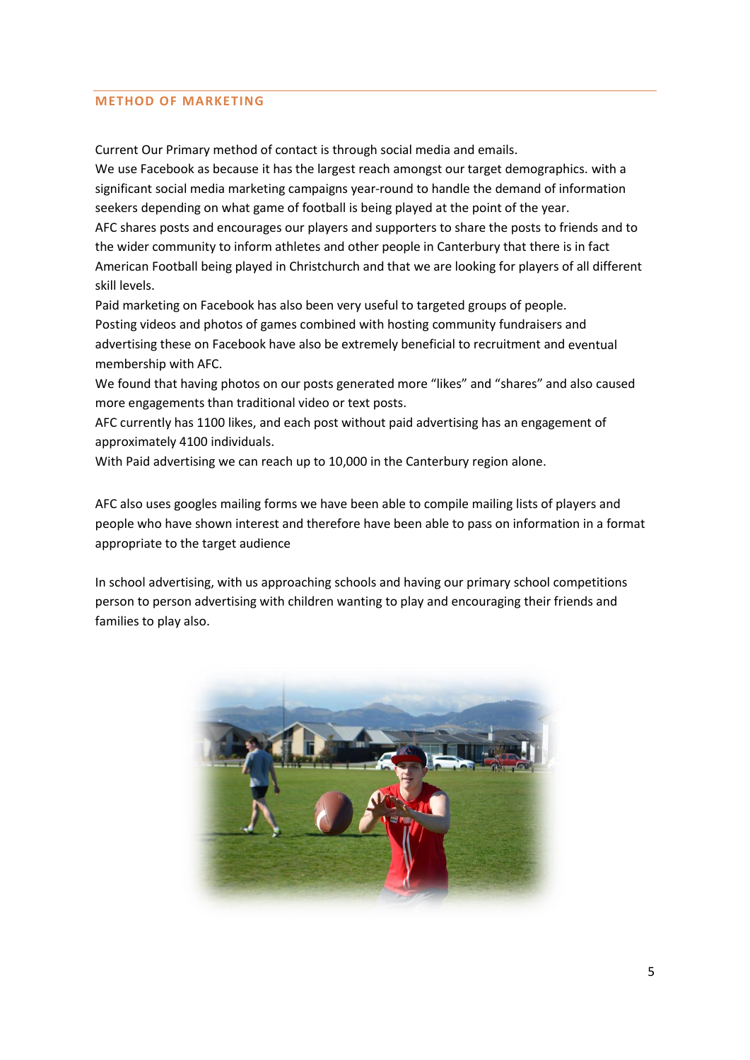## METHOD OF MARKETING

Current Our Primary method of contact is through social media and emails.
We use Facebook as because it has the largest reach amongst our target demographics. with a significant social media marketing campaigns year-round to handle the demand of information seekers depending on what game of football is being played at the point of the year.
AFC shares posts and encourages our players and supporters to share the posts to friends and to the wider community to inform athletes and other people in Canterbury that there is in fact American Football being played in Christchurch and that we are looking for players of all different skill levels.
Paid marketing on Facebook has also been very useful to targeted groups of people.
Posting videos and photos of games combined with hosting community fundraisers and advertising these on Facebook have also be extremely beneficial to recruitment and eventual membership with AFC.
We found that having photos on our posts generated more "likes" and "shares" and also caused more engagements than traditional video or text posts.
AFC currently has 1100 likes, and each post without paid advertising has an engagement of approximately 4100 individuals.
With Paid advertising we can reach up to 10,000 in the Canterbury region alone.

AFC also uses googles mailing forms we have been able to compile mailing lists of players and people who have shown interest and therefore have been able to pass on information in a format appropriate to the target audience

In school advertising, with us approaching schools and having our primary school competitions person to person advertising with children wanting to play and encouraging their friends and families to play also.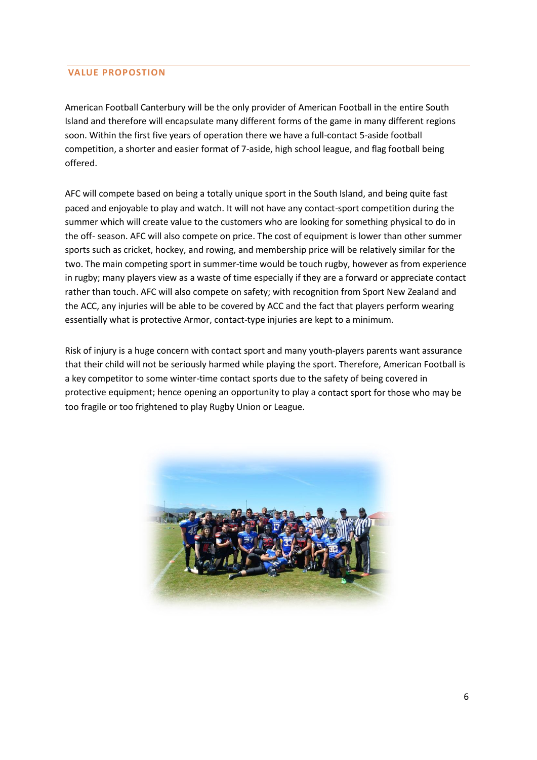## VALUE PROPOSTION

American Football Canterbury will be the only provider of American Football in the entire South Island and therefore will encapsulate many different forms of the game in many different regions soon. Within the first five years of operation there we have a full-contact 5-aside football competition, a shorter and easier format of 7-aside, high school league, and flag football being offered.

AFC will compete based on being a totally unique sport in the South Island, and being quite fast paced and enjoyable to play and watch. It will not have any contact-sport competition during the summer which will create value to the customers who are looking for something physical to do in the off- season. AFC will also compete on price. The cost of equipment is lower than other summer sports such as cricket, hockey, and rowing, and membership price will be relatively similar for the two. The main competing sport in summer-time would be touch rugby, however as from experience in rugby; many players view as a waste of time especially if they are a forward or appreciate contact rather than touch. AFC will also compete on safety; with recognition from Sport New Zealand and the ACC, any injuries will be able to be covered by ACC and the fact that players perform wearing essentially what is protective Armor, contact-type injuries are kept to a minimum.

Risk of injury is a huge concern with contact sport and many youth-players parents want assurance that their child will not be seriously harmed while playing the sport. Therefore, American Football is a key competitor to some winter-time contact sports due to the safety of being covered in protective equipment; hence opening an opportunity to play a contact sport for those who may be too fragile or too frightened to play Rugby Union or League.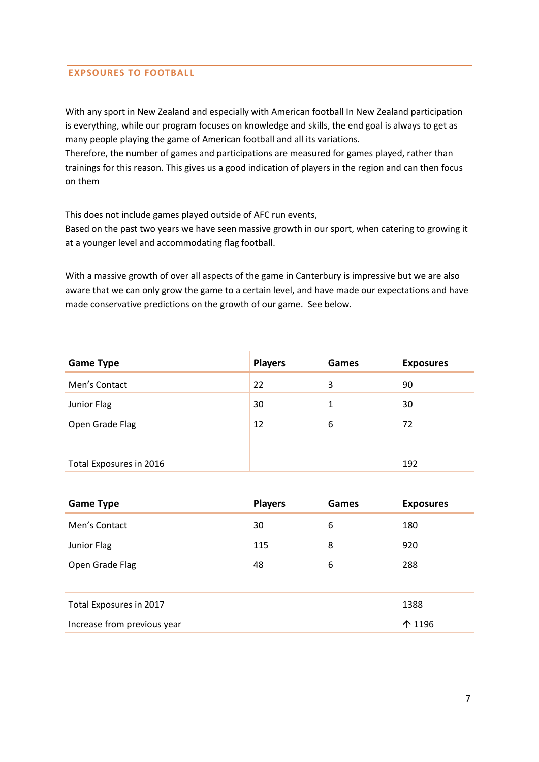## EXPSOURES TO FOOTBALL

With any sport in New Zealand and especially with American football In New Zealand participation is everything, while our program focuses on knowledge and skills, the end goal is always to get as many people playing the game of American football and all its variations.
Therefore, the number of games and participations are measured for games played, rather than trainings for this reason. This gives us a good indication of players in the region and can then focus on them

This does not include games played outside of AFC run events,
Based on the past two years we have seen massive growth in our sport, when catering to growing it at a younger level and accommodating flag football.

With a massive growth of over all aspects of the game in Canterbury is impressive but we are also aware that we can only grow the game to a certain level, and have made our expectations and have made conservative predictions on the growth of our game. See below.

| Game Type | Players | Games | Exposures |
|---|---|---|---|
| Men's Contact | 22 | 3 | 90 |
| Junior Flag | 30 | 1 | 30 |
| Open Grade Flag | 12 | 6 | 72 |
| | | | |
| Total Exposures in 2016 | | | 192 |

| Game Type | Players | Games | Exposures |
|---|---|---|---|
| Men's Contact | 30 | 6 | 180 |
| Junior Flag | 115 | 8 | 920 |
| Open Grade Flag | 48 | 6 | 288 |
| | | | |
| Total Exposures in 2017 | | | 1388 |
| Increase from previous year | | | ↑ 1196 |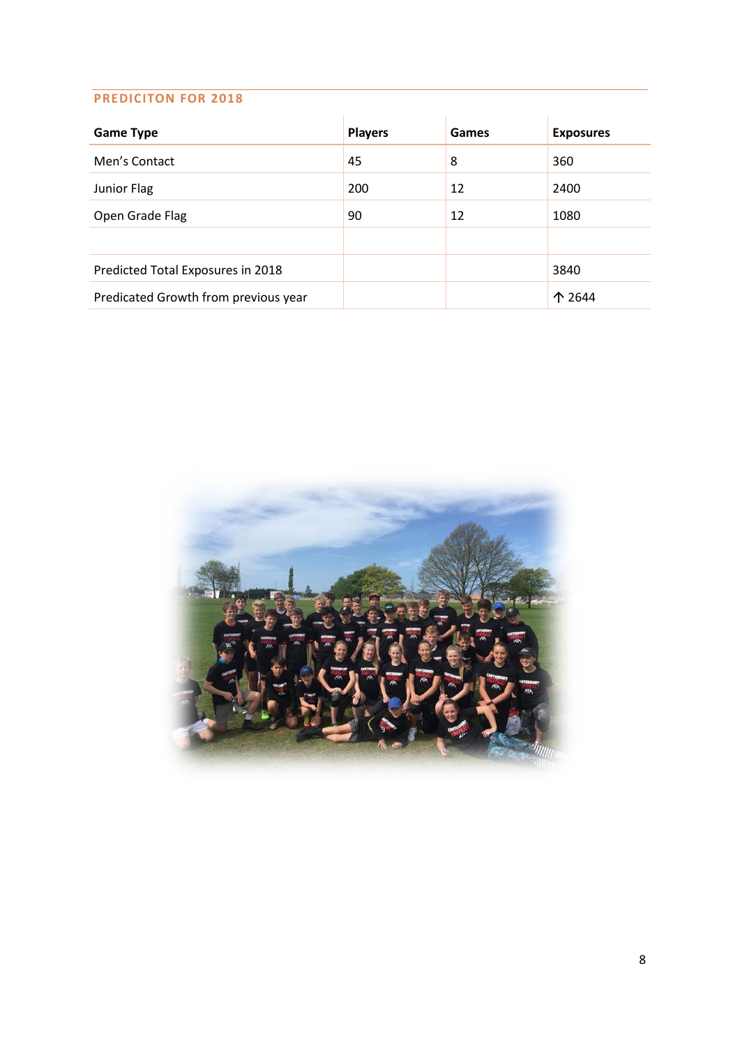## PREDICITON FOR 2018

| Game Type | Players | Games | Exposures |
|---|---|---|---|
| Men's Contact | 45 | 8 | 360 |
| Junior Flag | 200 | 12 | 2400 |
| Open Grade Flag | 90 | 12 | 1080 |
| | | | |
| Predicted Total Exposures in 2018 | | | 3840 |
| Predicated Growth from previous year | | | ↑ 2644 |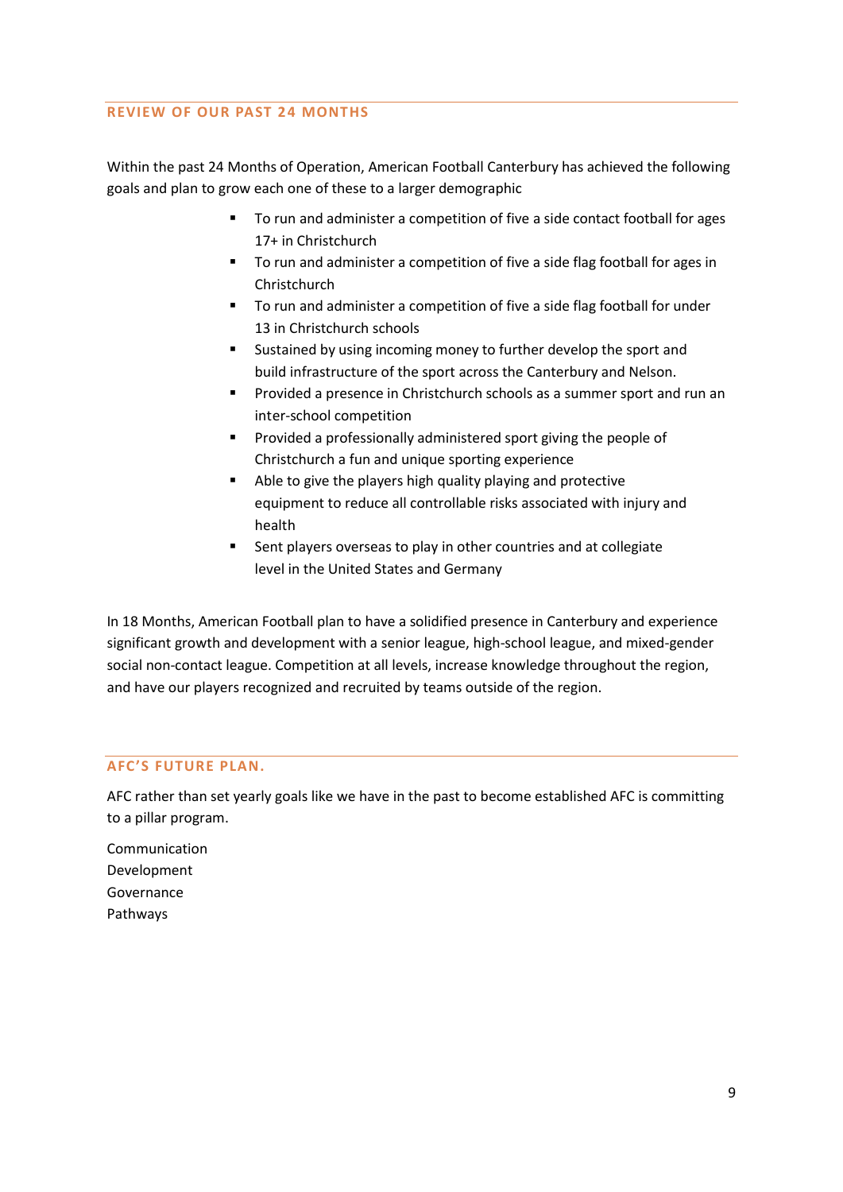## REVIEW OF OUR PAST 24 MONTHS

Within the past 24 Months of Operation, American Football Canterbury has achieved the following goals and plan to grow each one of these to a larger demographic

- To run and administer a competition of five a side contact football for ages 17+ in Christchurch
- To run and administer a competition of five a side flag football for ages in Christchurch
- To run and administer a competition of five a side flag football for under 13 in Christchurch schools
- Sustained by using incoming money to further develop the sport and build infrastructure of the sport across the Canterbury and Nelson.
- Provided a presence in Christchurch schools as a summer sport and run an inter-school competition
- Provided a professionally administered sport giving the people of Christchurch a fun and unique sporting experience
- Able to give the players high quality playing and protective equipment to reduce all controllable risks associated with injury and health
- Sent players overseas to play in other countries and at collegiate level in the United States and Germany

In 18 Months, American Football plan to have a solidified presence in Canterbury and experience significant growth and development with a senior league, high-school league, and mixed-gender social non-contact league. Competition at all levels, increase knowledge throughout the region, and have our players recognized and recruited by teams outside of the region.

## AFC'S FUTURE PLAN.

AFC rather than set yearly goals like we have in the past to become established AFC is committing to a pillar program.

Communication
Development
Governance
Pathways